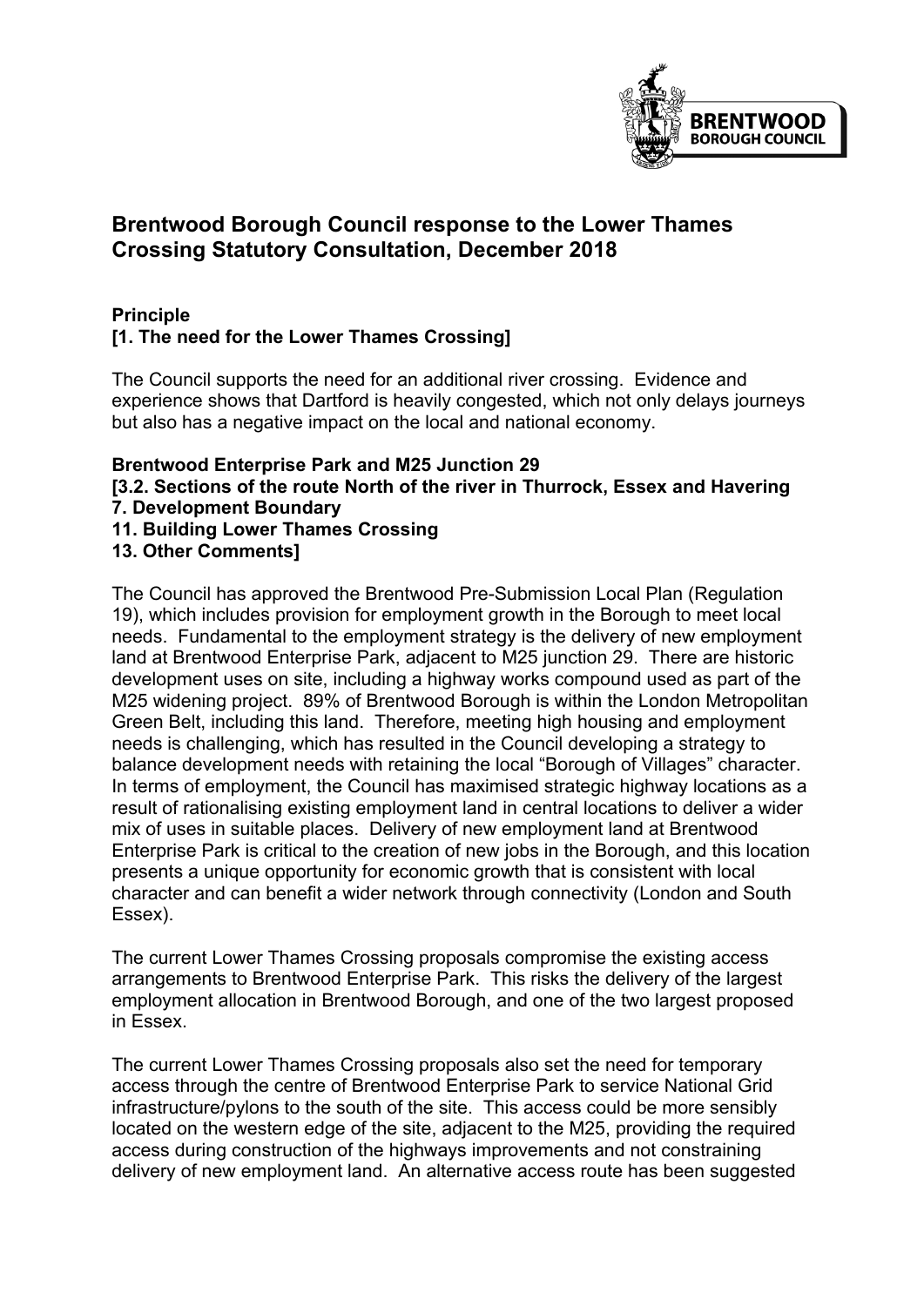# Brentwood Borough Council response to the Lower Thames Crossing Statutory Consultation, December 2018

**Principle**
**[1. The need for the Lower Thames Crossing]**

The Council supports the need for an additional river crossing. Evidence and experience shows that Dartford is heavily congested, which not only delays journeys but also has a negative impact on the local and national economy.

**Brentwood Enterprise Park and M25 Junction 29**
**[3.2. Sections of the route North of the river in Thurrock, Essex and Havering**
**7. Development Boundary**
**11. Building Lower Thames Crossing**
**13. Other Comments]**

The Council has approved the Brentwood Pre-Submission Local Plan (Regulation 19), which includes provision for employment growth in the Borough to meet local needs. Fundamental to the employment strategy is the delivery of new employment land at Brentwood Enterprise Park, adjacent to M25 junction 29. There are historic development uses on site, including a highway works compound used as part of the M25 widening project. 89% of Brentwood Borough is within the London Metropolitan Green Belt, including this land. Therefore, meeting high housing and employment needs is challenging, which has resulted in the Council developing a strategy to balance development needs with retaining the local "Borough of Villages" character. In terms of employment, the Council has maximised strategic highway locations as a result of rationalising existing employment land in central locations to deliver a wider mix of uses in suitable places. Delivery of new employment land at Brentwood Enterprise Park is critical to the creation of new jobs in the Borough, and this location presents a unique opportunity for economic growth that is consistent with local character and can benefit a wider network through connectivity (London and South Essex).

The current Lower Thames Crossing proposals compromise the existing access arrangements to Brentwood Enterprise Park. This risks the delivery of the largest employment allocation in Brentwood Borough, and one of the two largest proposed in Essex.

The current Lower Thames Crossing proposals also set the need for temporary access through the centre of Brentwood Enterprise Park to service National Grid infrastructure/pylons to the south of the site. This access could be more sensibly located on the western edge of the site, adjacent to the M25, providing the required access during construction of the highways improvements and not constraining delivery of new employment land. An alternative access route has been suggested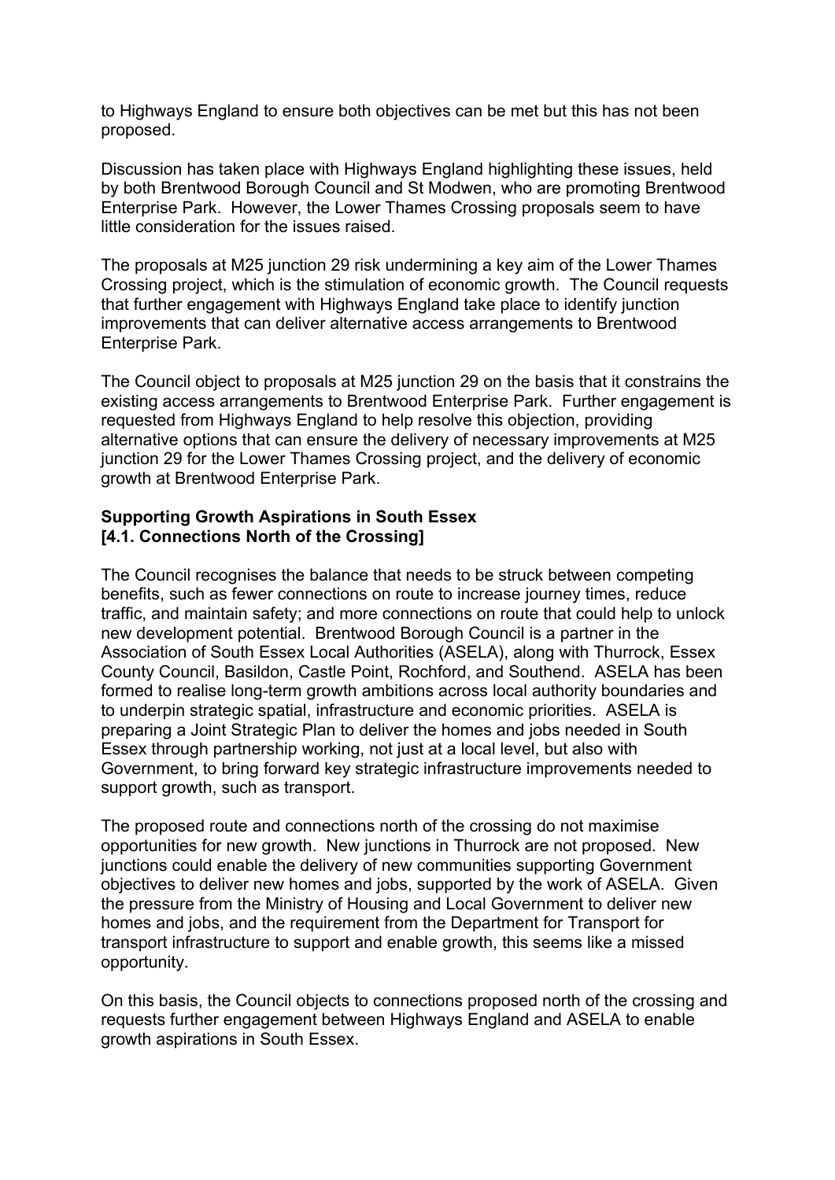to Highways England to ensure both objectives can be met but this has not been proposed.

Discussion has taken place with Highways England highlighting these issues, held by both Brentwood Borough Council and St Modwen, who are promoting Brentwood Enterprise Park. However, the Lower Thames Crossing proposals seem to have little consideration for the issues raised.

The proposals at M25 junction 29 risk undermining a key aim of the Lower Thames Crossing project, which is the stimulation of economic growth. The Council requests that further engagement with Highways England take place to identify junction improvements that can deliver alternative access arrangements to Brentwood Enterprise Park.

The Council object to proposals at M25 junction 29 on the basis that it constrains the existing access arrangements to Brentwood Enterprise Park. Further engagement is requested from Highways England to help resolve this objection, providing alternative options that can ensure the delivery of necessary improvements at M25 junction 29 for the Lower Thames Crossing project, and the delivery of economic growth at Brentwood Enterprise Park.

**Supporting Growth Aspirations in South Essex**
**[4.1. Connections North of the Crossing]**

The Council recognises the balance that needs to be struck between competing benefits, such as fewer connections on route to increase journey times, reduce traffic, and maintain safety; and more connections on route that could help to unlock new development potential. Brentwood Borough Council is a partner in the Association of South Essex Local Authorities (ASELA), along with Thurrock, Essex County Council, Basildon, Castle Point, Rochford, and Southend. ASELA has been formed to realise long-term growth ambitions across local authority boundaries and to underpin strategic spatial, infrastructure and economic priorities. ASELA is preparing a Joint Strategic Plan to deliver the homes and jobs needed in South Essex through partnership working, not just at a local level, but also with Government, to bring forward key strategic infrastructure improvements needed to support growth, such as transport.

The proposed route and connections north of the crossing do not maximise opportunities for new growth. New junctions in Thurrock are not proposed. New junctions could enable the delivery of new communities supporting Government objectives to deliver new homes and jobs, supported by the work of ASELA. Given the pressure from the Ministry of Housing and Local Government to deliver new homes and jobs, and the requirement from the Department for Transport for transport infrastructure to support and enable growth, this seems like a missed opportunity.

On this basis, the Council objects to connections proposed north of the crossing and requests further engagement between Highways England and ASELA to enable growth aspirations in South Essex.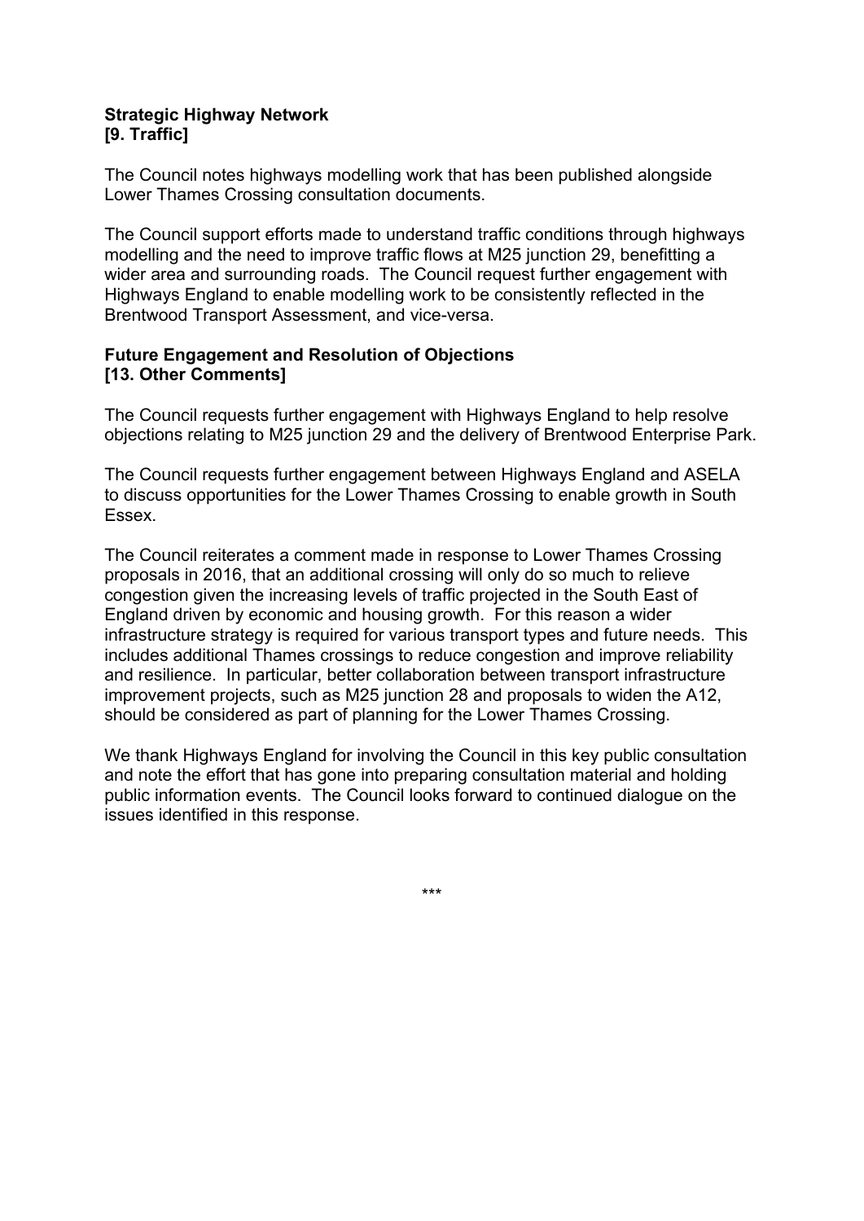**Strategic Highway Network**
**[9. Traffic]**

The Council notes highways modelling work that has been published alongside Lower Thames Crossing consultation documents.

The Council support efforts made to understand traffic conditions through highways modelling and the need to improve traffic flows at M25 junction 29, benefitting a wider area and surrounding roads. The Council request further engagement with Highways England to enable modelling work to be consistently reflected in the Brentwood Transport Assessment, and vice-versa.

**Future Engagement and Resolution of Objections**
**[13. Other Comments]**

The Council requests further engagement with Highways England to help resolve objections relating to M25 junction 29 and the delivery of Brentwood Enterprise Park.

The Council requests further engagement between Highways England and ASELA to discuss opportunities for the Lower Thames Crossing to enable growth in South Essex.

The Council reiterates a comment made in response to Lower Thames Crossing proposals in 2016, that an additional crossing will only do so much to relieve congestion given the increasing levels of traffic projected in the South East of England driven by economic and housing growth. For this reason a wider infrastructure strategy is required for various transport types and future needs. This includes additional Thames crossings to reduce congestion and improve reliability and resilience. In particular, better collaboration between transport infrastructure improvement projects, such as M25 junction 28 and proposals to widen the A12, should be considered as part of planning for the Lower Thames Crossing.

We thank Highways England for involving the Council in this key public consultation and note the effort that has gone into preparing consultation material and holding public information events. The Council looks forward to continued dialogue on the issues identified in this response.

***